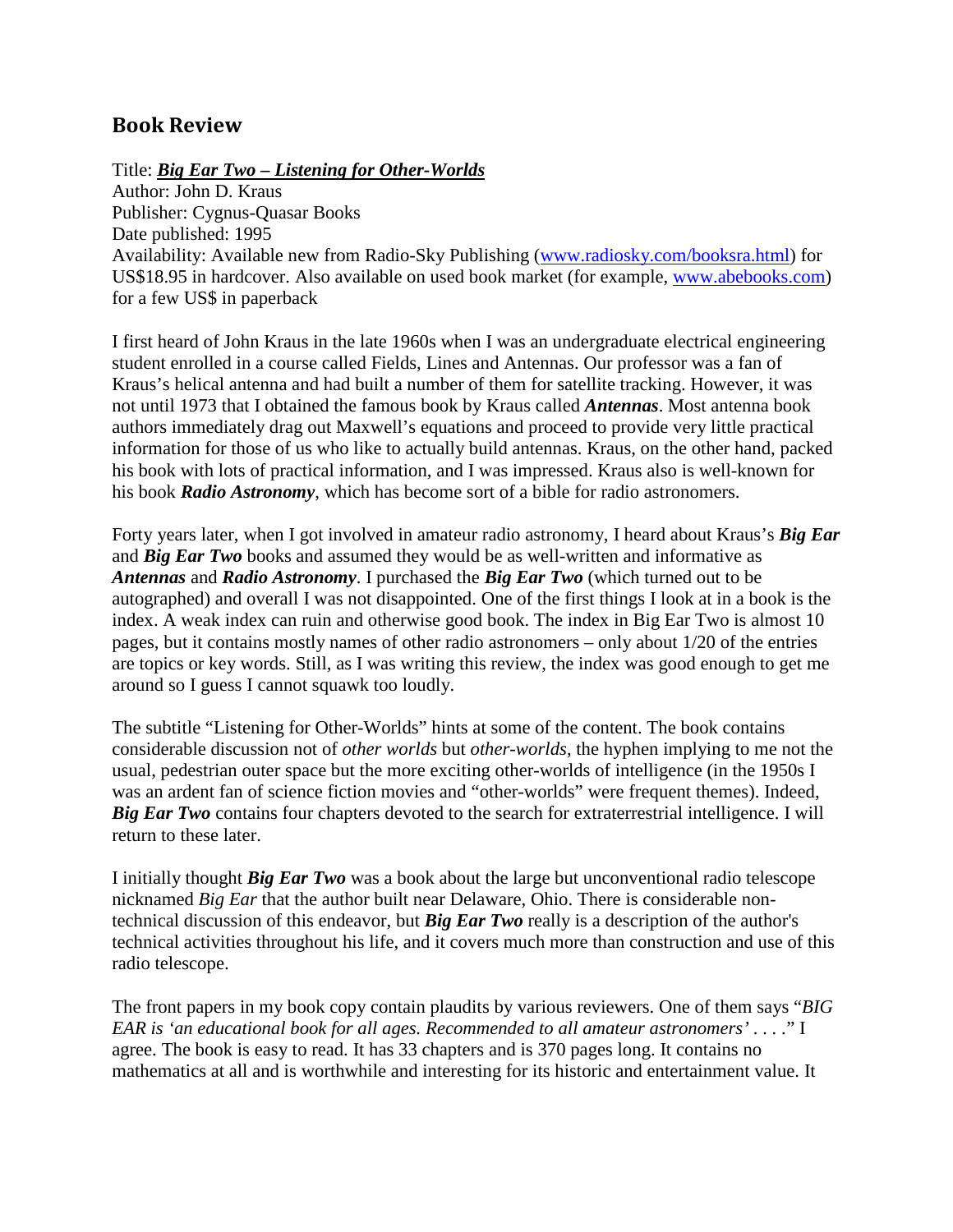## Book Review

Title: ***Big Ear Two – Listening for Other-Worlds***
Author: John D. Kraus
Publisher: Cygnus-Quasar Books
Date published: 1995
Availability: Available new from Radio-Sky Publishing (www.radiosky.com/booksra.html) for US$18.95 in hardcover. Also available on used book market (for example, www.abebooks.com) for a few US$ in paperback

I first heard of John Kraus in the late 1960s when I was an undergraduate electrical engineering student enrolled in a course called Fields, Lines and Antennas. Our professor was a fan of Kraus's helical antenna and had built a number of them for satellite tracking. However, it was not until 1973 that I obtained the famous book by Kraus called ***Antennas***. Most antenna book authors immediately drag out Maxwell's equations and proceed to provide very little practical information for those of us who like to actually build antennas. Kraus, on the other hand, packed his book with lots of practical information, and I was impressed. Kraus also is well-known for his book ***Radio Astronomy***, which has become sort of a bible for radio astronomers.

Forty years later, when I got involved in amateur radio astronomy, I heard about Kraus's ***Big Ear*** and ***Big Ear Two*** books and assumed they would be as well-written and informative as ***Antennas*** and ***Radio Astronomy***. I purchased the ***Big Ear Two*** (which turned out to be autographed) and overall I was not disappointed. One of the first things I look at in a book is the index. A weak index can ruin and otherwise good book. The index in Big Ear Two is almost 10 pages, but it contains mostly names of other radio astronomers – only about 1/20 of the entries are topics or key words. Still, as I was writing this review, the index was good enough to get me around so I guess I cannot squawk too loudly.

The subtitle "Listening for Other-Worlds" hints at some of the content. The book contains considerable discussion not of *other worlds* but *other-worlds*, the hyphen implying to me not the usual, pedestrian outer space but the more exciting other-worlds of intelligence (in the 1950s I was an ardent fan of science fiction movies and "other-worlds" were frequent themes). Indeed, ***Big Ear Two*** contains four chapters devoted to the search for extraterrestrial intelligence. I will return to these later.

I initially thought ***Big Ear Two*** was a book about the large but unconventional radio telescope nicknamed *Big Ear* that the author built near Delaware, Ohio. There is considerable non-technical discussion of this endeavor, but ***Big Ear Two*** really is a description of the author's technical activities throughout his life, and it covers much more than construction and use of this radio telescope.

The front papers in my book copy contain plaudits by various reviewers. One of them says "*BIG EAR is 'an educational book for all ages. Recommended to all amateur astronomers'* . . . ." I agree. The book is easy to read. It has 33 chapters and is 370 pages long. It contains no mathematics at all and is worthwhile and interesting for its historic and entertainment value. It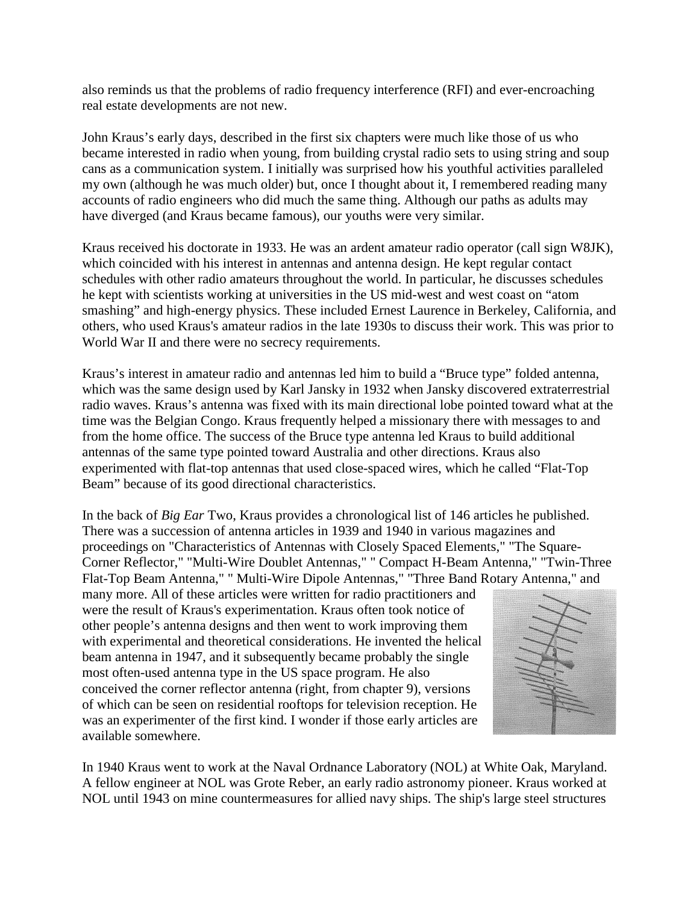also reminds us that the problems of radio frequency interference (RFI) and ever-encroaching real estate developments are not new.

John Kraus's early days, described in the first six chapters were much like those of us who became interested in radio when young, from building crystal radio sets to using string and soup cans as a communication system. I initially was surprised how his youthful activities paralleled my own (although he was much older) but, once I thought about it, I remembered reading many accounts of radio engineers who did much the same thing. Although our paths as adults may have diverged (and Kraus became famous), our youths were very similar.

Kraus received his doctorate in 1933. He was an ardent amateur radio operator (call sign W8JK), which coincided with his interest in antennas and antenna design. He kept regular contact schedules with other radio amateurs throughout the world. In particular, he discusses schedules he kept with scientists working at universities in the US mid-west and west coast on "atom smashing" and high-energy physics. These included Ernest Laurence in Berkeley, California, and others, who used Kraus's amateur radios in the late 1930s to discuss their work. This was prior to World War II and there were no secrecy requirements.

Kraus's interest in amateur radio and antennas led him to build a "Bruce type" folded antenna, which was the same design used by Karl Jansky in 1932 when Jansky discovered extraterrestrial radio waves. Kraus's antenna was fixed with its main directional lobe pointed toward what at the time was the Belgian Congo. Kraus frequently helped a missionary there with messages to and from the home office. The success of the Bruce type antenna led Kraus to build additional antennas of the same type pointed toward Australia and other directions. Kraus also experimented with flat-top antennas that used close-spaced wires, which he called "Flat-Top Beam" because of its good directional characteristics.

In the back of *Big Ear* Two, Kraus provides a chronological list of 146 articles he published. There was a succession of antenna articles in 1939 and 1940 in various magazines and proceedings on "Characteristics of Antennas with Closely Spaced Elements," "The Square-Corner Reflector," "Multi-Wire Doublet Antennas," " Compact H-Beam Antenna," "Twin-Three Flat-Top Beam Antenna," " Multi-Wire Dipole Antennas," "Three Band Rotary Antenna," and many more. All of these articles were written for radio practitioners and were the result of Kraus's experimentation. Kraus often took notice of other people's antenna designs and then went to work improving them with experimental and theoretical considerations. He invented the helical beam antenna in 1947, and it subsequently became probably the single most often-used antenna type in the US space program. He also conceived the corner reflector antenna (right, from chapter 9), versions of which can be seen on residential rooftops for television reception. He was an experimenter of the first kind. I wonder if those early articles are available somewhere.

In 1940 Kraus went to work at the Naval Ordnance Laboratory (NOL) at White Oak, Maryland. A fellow engineer at NOL was Grote Reber, an early radio astronomy pioneer. Kraus worked at NOL until 1943 on mine countermeasures for allied navy ships. The ship's large steel structures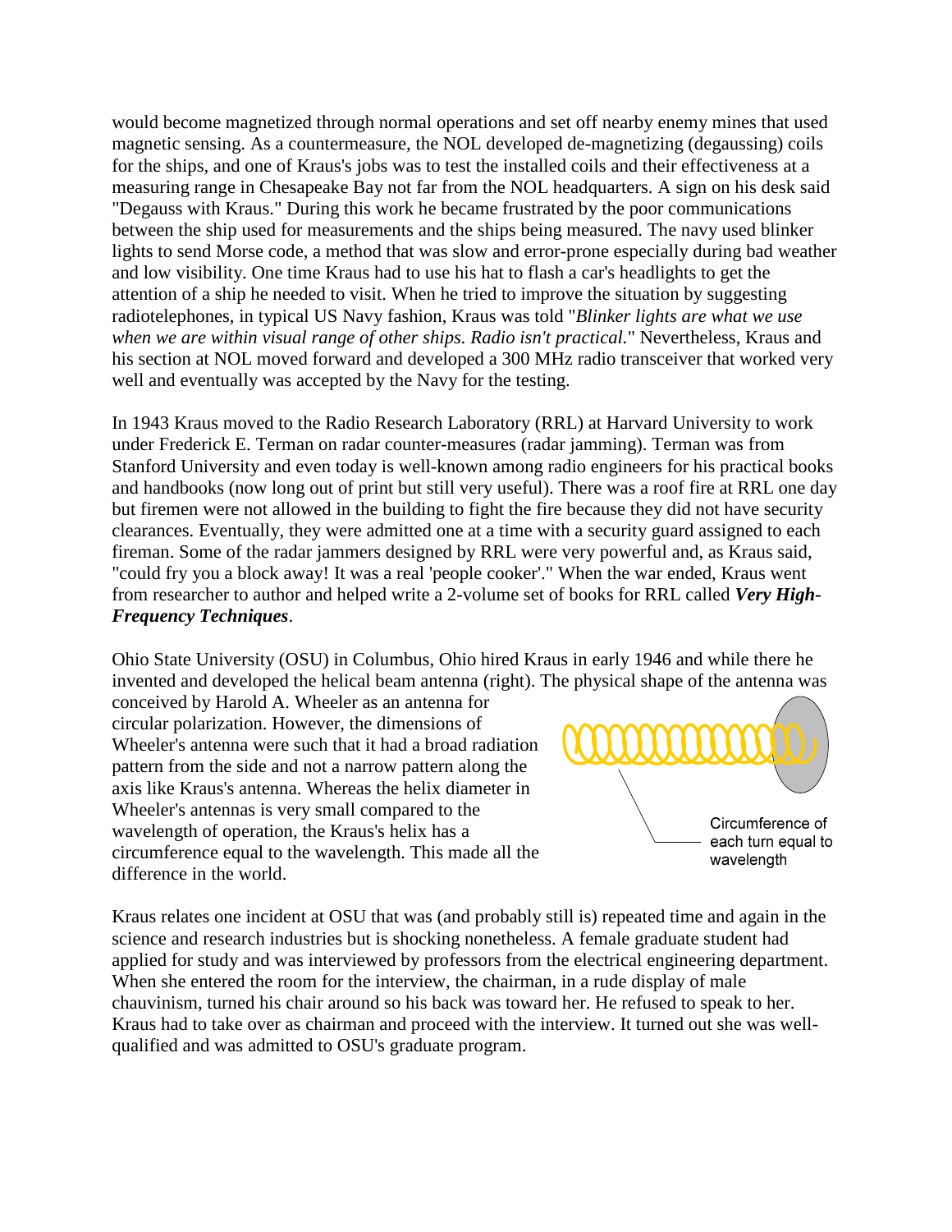would become magnetized through normal operations and set off nearby enemy mines that used magnetic sensing. As a countermeasure, the NOL developed de-magnetizing (degaussing) coils for the ships, and one of Kraus's jobs was to test the installed coils and their effectiveness at a measuring range in Chesapeake Bay not far from the NOL headquarters. A sign on his desk said "Degauss with Kraus." During this work he became frustrated by the poor communications between the ship used for measurements and the ships being measured. The navy used blinker lights to send Morse code, a method that was slow and error-prone especially during bad weather and low visibility. One time Kraus had to use his hat to flash a car's headlights to get the attention of a ship he needed to visit. When he tried to improve the situation by suggesting radiotelephones, in typical US Navy fashion, Kraus was told "*Blinker lights are what we use when we are within visual range of other ships. Radio isn't practical.*" Nevertheless, Kraus and his section at NOL moved forward and developed a 300 MHz radio transceiver that worked very well and eventually was accepted by the Navy for the testing.

In 1943 Kraus moved to the Radio Research Laboratory (RRL) at Harvard University to work under Frederick E. Terman on radar counter-measures (radar jamming). Terman was from Stanford University and even today is well-known among radio engineers for his practical books and handbooks (now long out of print but still very useful). There was a roof fire at RRL one day but firemen were not allowed in the building to fight the fire because they did not have security clearances. Eventually, they were admitted one at a time with a security guard assigned to each fireman. Some of the radar jammers designed by RRL were very powerful and, as Kraus said, "could fry you a block away! It was a real 'people cooker'." When the war ended, Kraus went from researcher to author and helped write a 2-volume set of books for RRL called ***Very High-Frequency Techniques***.

Ohio State University (OSU) in Columbus, Ohio hired Kraus in early 1946 and while there he invented and developed the helical beam antenna (right). The physical shape of the antenna was conceived by Harold A. Wheeler as an antenna for circular polarization. However, the dimensions of Wheeler's antenna were such that it had a broad radiation pattern from the side and not a narrow pattern along the axis like Kraus's antenna. Whereas the helix diameter in Wheeler's antennas is very small compared to the wavelength of operation, the Kraus's helix has a circumference equal to the wavelength. This made all the difference in the world.

Circumference of each turn equal to wavelength

Kraus relates one incident at OSU that was (and probably still is) repeated time and again in the science and research industries but is shocking nonetheless. A female graduate student had applied for study and was interviewed by professors from the electrical engineering department. When she entered the room for the interview, the chairman, in a rude display of male chauvinism, turned his chair around so his back was toward her. He refused to speak to her. Kraus had to take over as chairman and proceed with the interview. It turned out she was well-qualified and was admitted to OSU's graduate program.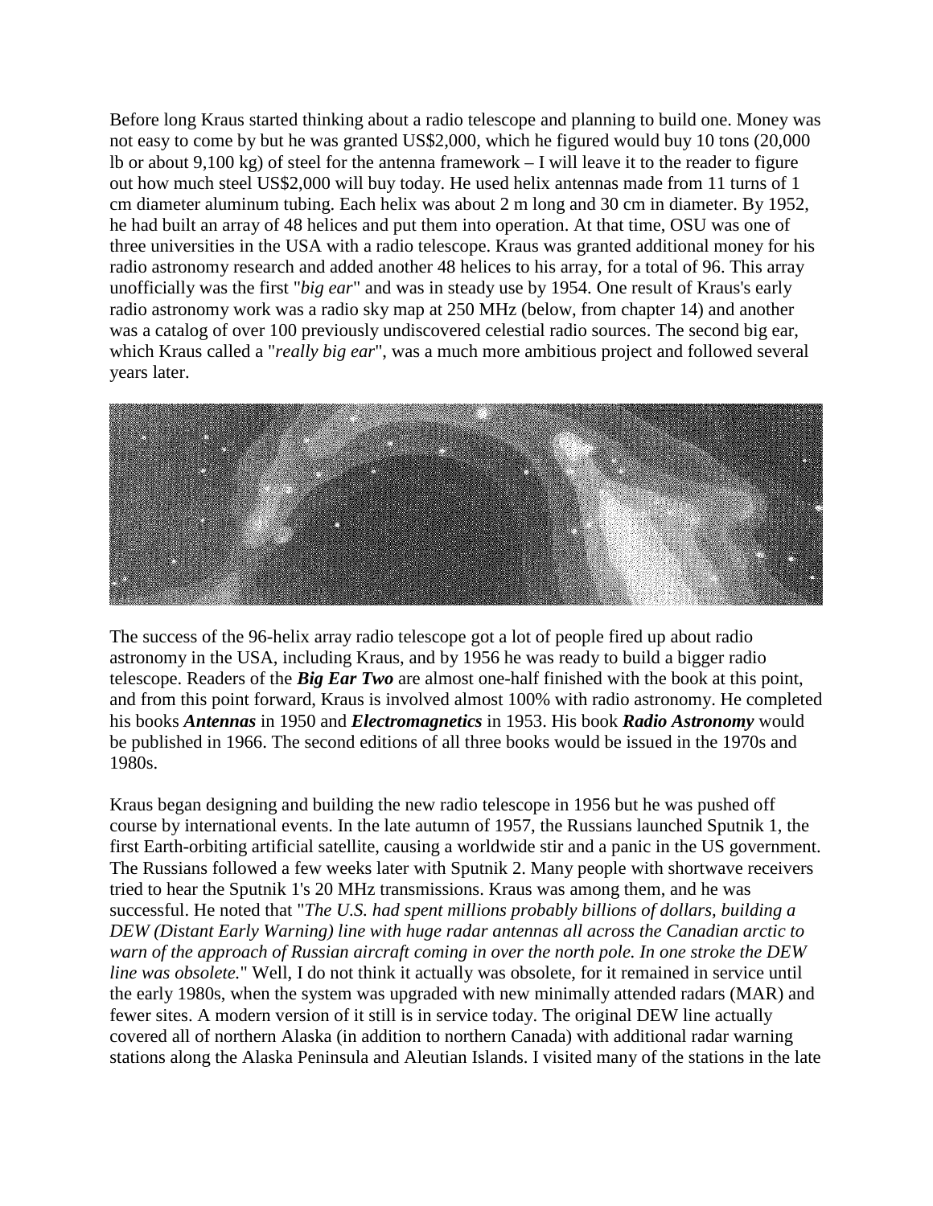Before long Kraus started thinking about a radio telescope and planning to build one. Money was not easy to come by but he was granted US$2,000, which he figured would buy 10 tons (20,000 lb or about 9,100 kg) of steel for the antenna framework – I will leave it to the reader to figure out how much steel US$2,000 will buy today. He used helix antennas made from 11 turns of 1 cm diameter aluminum tubing. Each helix was about 2 m long and 30 cm in diameter. By 1952, he had built an array of 48 helices and put them into operation. At that time, OSU was one of three universities in the USA with a radio telescope. Kraus was granted additional money for his radio astronomy research and added another 48 helices to his array, for a total of 96. This array unofficially was the first "*big ear*" and was in steady use by 1954. One result of Kraus's early radio astronomy work was a radio sky map at 250 MHz (below, from chapter 14) and another was a catalog of over 100 previously undiscovered celestial radio sources. The second big ear, which Kraus called a "*really big ear*", was a much more ambitious project and followed several years later.

The success of the 96-helix array radio telescope got a lot of people fired up about radio astronomy in the USA, including Kraus, and by 1956 he was ready to build a bigger radio telescope. Readers of the ***Big Ear Two*** are almost one-half finished with the book at this point, and from this point forward, Kraus is involved almost 100% with radio astronomy. He completed his books ***Antennas*** in 1950 and ***Electromagnetics*** in 1953. His book ***Radio Astronomy*** would be published in 1966. The second editions of all three books would be issued in the 1970s and 1980s.

Kraus began designing and building the new radio telescope in 1956 but he was pushed off course by international events. In the late autumn of 1957, the Russians launched Sputnik 1, the first Earth-orbiting artificial satellite, causing a worldwide stir and a panic in the US government. The Russians followed a few weeks later with Sputnik 2. Many people with shortwave receivers tried to hear the Sputnik 1's 20 MHz transmissions. Kraus was among them, and he was successful. He noted that "*The U.S. had spent millions probably billions of dollars, building a DEW (Distant Early Warning) line with huge radar antennas all across the Canadian arctic to warn of the approach of Russian aircraft coming in over the north pole. In one stroke the DEW line was obsolete.*" Well, I do not think it actually was obsolete, for it remained in service until the early 1980s, when the system was upgraded with new minimally attended radars (MAR) and fewer sites. A modern version of it still is in service today. The original DEW line actually covered all of northern Alaska (in addition to northern Canada) with additional radar warning stations along the Alaska Peninsula and Aleutian Islands. I visited many of the stations in the late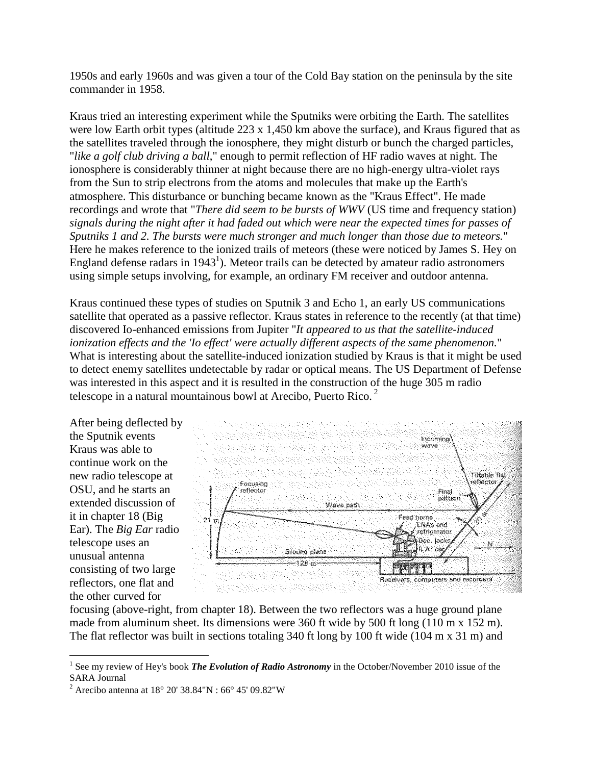1950s and early 1960s and was given a tour of the Cold Bay station on the peninsula by the site commander in 1958.

Kraus tried an interesting experiment while the Sputniks were orbiting the Earth. The satellites were low Earth orbit types (altitude 223 x 1,450 km above the surface), and Kraus figured that as the satellites traveled through the ionosphere, they might disturb or bunch the charged particles, "*like a golf club driving a ball*," enough to permit reflection of HF radio waves at night. The ionosphere is considerably thinner at night because there are no high-energy ultra-violet rays from the Sun to strip electrons from the atoms and molecules that make up the Earth's atmosphere. This disturbance or bunching became known as the "Kraus Effect". He made recordings and wrote that "*There did seem to be bursts of WWV* (US time and frequency station) *signals during the night after it had faded out which were near the expected times for passes of Sputniks 1 and 2. The bursts were much stronger and much longer than those due to meteors.*" Here he makes reference to the ionized trails of meteors (these were noticed by James S. Hey on England defense radars in 1943[1]). Meteor trails can be detected by amateur radio astronomers using simple setups involving, for example, an ordinary FM receiver and outdoor antenna.

Kraus continued these types of studies on Sputnik 3 and Echo 1, an early US communications satellite that operated as a passive reflector. Kraus states in reference to the recently (at that time) discovered Io-enhanced emissions from Jupiter "*It appeared to us that the satellite-induced ionization effects and the 'Io effect' were actually different aspects of the same phenomenon.*" What is interesting about the satellite-induced ionization studied by Kraus is that it might be used to detect enemy satellites undetectable by radar or optical means. The US Department of Defense was interested in this aspect and it is resulted in the construction of the huge 305 m radio telescope in a natural mountainous bowl at Arecibo, Puerto Rico.[2]

After being deflected by the Sputnik events Kraus was able to continue work on the new radio telescope at OSU, and he starts an extended discussion of it in chapter 18 (Big Ear). The *Big Ear* radio telescope uses an unusual antenna consisting of two large reflectors, one flat and the other curved for focusing (above-right, from chapter 18). Between the two reflectors was a huge ground plane made from aluminum sheet. Its dimensions were 360 ft wide by 500 ft long (110 m x 152 m). The flat reflector was built in sections totaling 340 ft long by 100 ft wide (104 m x 31 m) and

---

[1] See my review of Hey's book ***The Evolution of Radio Astronomy*** in the October/November 2010 issue of the SARA Journal

[2] Arecibo antenna at 18° 20' 38.84"N : 66° 45' 09.82"W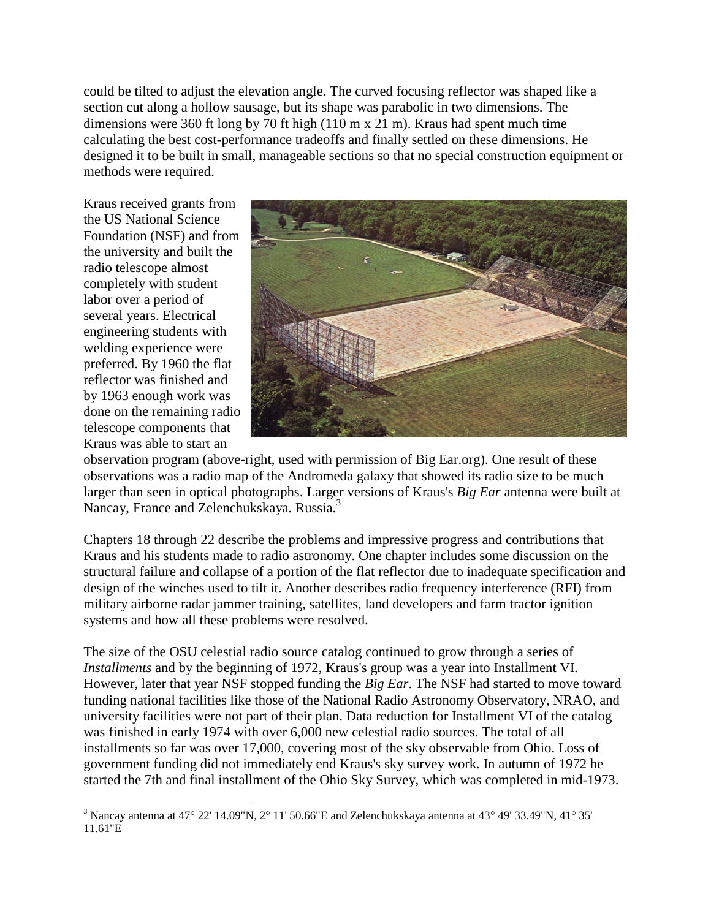could be tilted to adjust the elevation angle. The curved focusing reflector was shaped like a section cut along a hollow sausage, but its shape was parabolic in two dimensions. The dimensions were 360 ft long by 70 ft high (110 m x 21 m). Kraus had spent much time calculating the best cost-performance tradeoffs and finally settled on these dimensions. He designed it to be built in small, manageable sections so that no special construction equipment or methods were required.

Kraus received grants from the US National Science Foundation (NSF) and from the university and built the radio telescope almost completely with student labor over a period of several years. Electrical engineering students with welding experience were preferred. By 1960 the flat reflector was finished and by 1963 enough work was done on the remaining radio telescope components that Kraus was able to start an observation program (above-right, used with permission of Big Ear.org). One result of these observations was a radio map of the Andromeda galaxy that showed its radio size to be much larger than seen in optical photographs. Larger versions of Kraus's *Big Ear* antenna were built at Nancay, France and Zelenchukskaya. Russia.[3]

Chapters 18 through 22 describe the problems and impressive progress and contributions that Kraus and his students made to radio astronomy. One chapter includes some discussion on the structural failure and collapse of a portion of the flat reflector due to inadequate specification and design of the winches used to tilt it. Another describes radio frequency interference (RFI) from military airborne radar jammer training, satellites, land developers and farm tractor ignition systems and how all these problems were resolved.

The size of the OSU celestial radio source catalog continued to grow through a series of *Installments* and by the beginning of 1972, Kraus's group was a year into Installment VI. However, later that year NSF stopped funding the *Big Ear*. The NSF had started to move toward funding national facilities like those of the National Radio Astronomy Observatory, NRAO, and university facilities were not part of their plan. Data reduction for Installment VI of the catalog was finished in early 1974 with over 6,000 new celestial radio sources. The total of all installments so far was over 17,000, covering most of the sky observable from Ohio. Loss of government funding did not immediately end Kraus's sky survey work. In autumn of 1972 he started the 7th and final installment of the Ohio Sky Survey, which was completed in mid-1973.

---

[3] Nancay antenna at 47° 22' 14.09"N, 2° 11' 50.66"E and Zelenchukskaya antenna at 43° 49' 33.49"N, 41° 35' 11.61"E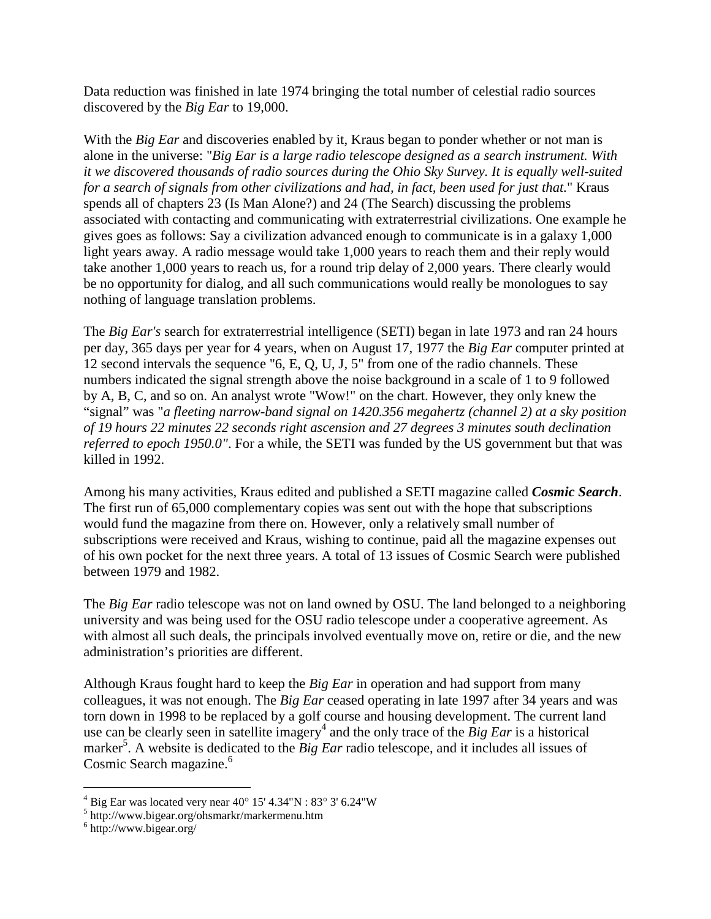Data reduction was finished in late 1974 bringing the total number of celestial radio sources discovered by the *Big Ear* to 19,000.

With the *Big Ear* and discoveries enabled by it, Kraus began to ponder whether or not man is alone in the universe: "*Big Ear is a large radio telescope designed as a search instrument. With it we discovered thousands of radio sources during the Ohio Sky Survey. It is equally well-suited for a search of signals from other civilizations and had, in fact, been used for just that.*" Kraus spends all of chapters 23 (Is Man Alone?) and 24 (The Search) discussing the problems associated with contacting and communicating with extraterrestrial civilizations. One example he gives goes as follows: Say a civilization advanced enough to communicate is in a galaxy 1,000 light years away. A radio message would take 1,000 years to reach them and their reply would take another 1,000 years to reach us, for a round trip delay of 2,000 years. There clearly would be no opportunity for dialog, and all such communications would really be monologues to say nothing of language translation problems.

The *Big Ear's* search for extraterrestrial intelligence (SETI) began in late 1973 and ran 24 hours per day, 365 days per year for 4 years, when on August 17, 1977 the *Big Ear* computer printed at 12 second intervals the sequence "6, E, Q, U, J, 5" from one of the radio channels. These numbers indicated the signal strength above the noise background in a scale of 1 to 9 followed by A, B, C, and so on. An analyst wrote "Wow!" on the chart. However, they only knew the "signal" was "*a fleeting narrow-band signal on 1420.356 megahertz (channel 2) at a sky position of 19 hours 22 minutes 22 seconds right ascension and 27 degrees 3 minutes south declination referred to epoch 1950.0"*. For a while, the SETI was funded by the US government but that was killed in 1992.

Among his many activities, Kraus edited and published a SETI magazine called ***Cosmic Search***. The first run of 65,000 complementary copies was sent out with the hope that subscriptions would fund the magazine from there on. However, only a relatively small number of subscriptions were received and Kraus, wishing to continue, paid all the magazine expenses out of his own pocket for the next three years. A total of 13 issues of Cosmic Search were published between 1979 and 1982.

The *Big Ear* radio telescope was not on land owned by OSU. The land belonged to a neighboring university and was being used for the OSU radio telescope under a cooperative agreement. As with almost all such deals, the principals involved eventually move on, retire or die, and the new administration's priorities are different.

Although Kraus fought hard to keep the *Big Ear* in operation and had support from many colleagues, it was not enough. The *Big Ear* ceased operating in late 1997 after 34 years and was torn down in 1998 to be replaced by a golf course and housing development. The current land use can be clearly seen in satellite imagery[4] and the only trace of the *Big Ear* is a historical marker[5]. A website is dedicated to the *Big Ear* radio telescope, and it includes all issues of Cosmic Search magazine.[6]

---

[4] Big Ear was located very near 40° 15' 4.34"N : 83° 3' 6.24"W

[5] http://www.bigear.org/ohsmarkr/markermenu.htm

[6] http://www.bigear.org/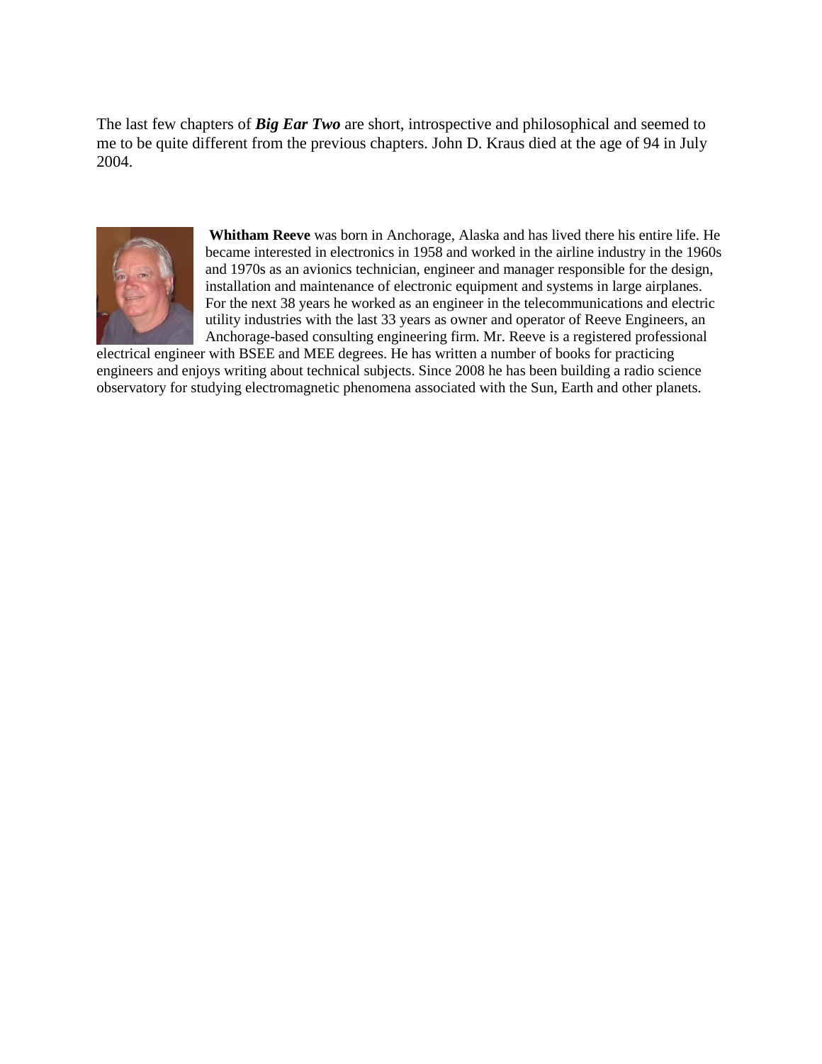The last few chapters of ***Big Ear Two*** are short, introspective and philosophical and seemed to me to be quite different from the previous chapters. John D. Kraus died at the age of 94 in July 2004.

**Whitham Reeve** was born in Anchorage, Alaska and has lived there his entire life. He became interested in electronics in 1958 and worked in the airline industry in the 1960s and 1970s as an avionics technician, engineer and manager responsible for the design, installation and maintenance of electronic equipment and systems in large airplanes. For the next 38 years he worked as an engineer in the telecommunications and electric utility industries with the last 33 years as owner and operator of Reeve Engineers, an Anchorage-based consulting engineering firm. Mr. Reeve is a registered professional electrical engineer with BSEE and MEE degrees. He has written a number of books for practicing engineers and enjoys writing about technical subjects. Since 2008 he has been building a radio science observatory for studying electromagnetic phenomena associated with the Sun, Earth and other planets.